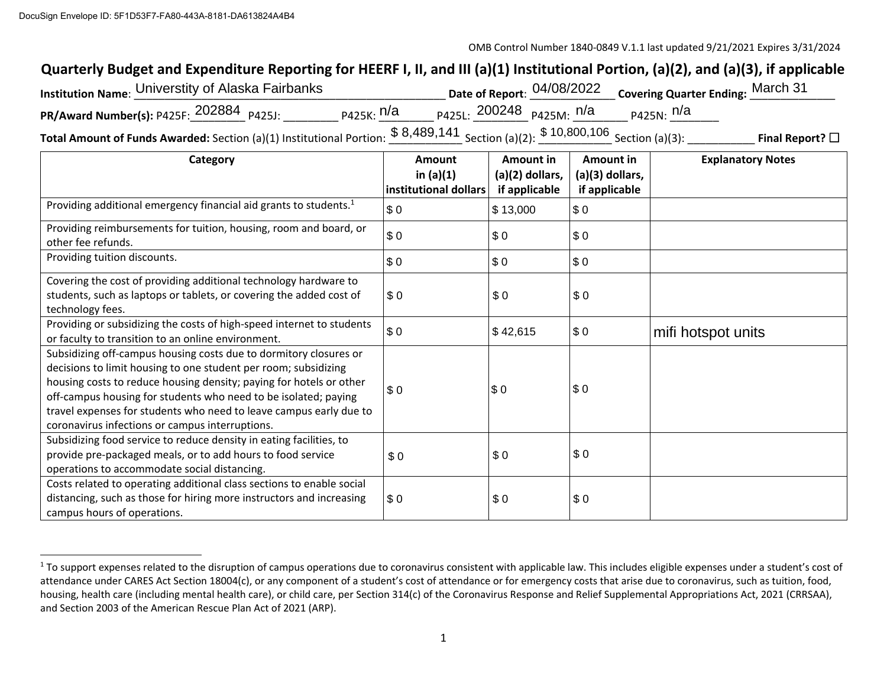DocuSign Envelope ID: 5F1D53F7-FA80-443A-8181-DA613824A4B4

OMB Control Number 1840-0849 V.1.1 last updated 9/21/2021 Expires 3/31/2024

# Quarterly Budget and Expenditure Reporting for HEERF I, II, and III (a)(1) Institutional Portion, (a)(2), and (a)(3), if applicable

**Institution Name**: Universtity of Alaska Fairbanks **Date of Report**: 04/08/2022 **Covering Quarter Ending:** March 31

**PR/Award Number(s):** P425F: 202884 P425J: ________ P425K: n/a P425L: 200248 P425M: n/a P425N: n/a

**Total Amount of Funds Awarded:** Section (a)(1) Institutional Portion: $ 8,489,141 Section (a)(2): $ 10,800,106 Section (a)(3): ___________ **Final Report?** ☐

| Category | Amount in (a)(1) institutional dollars | Amount in (a)(2) dollars, if applicable | Amount in (a)(3) dollars, if applicable | Explanatory Notes |
|---|---|---|---|---|
| Providing additional emergency financial aid grants to students.[1] | $ 0 | $ 13,000 | $ 0 | |
| Providing reimbursements for tuition, housing, room and board, or other fee refunds. | $ 0 | $ 0 | $ 0 | |
| Providing tuition discounts. | $ 0 | $ 0 | $ 0 | |
| Covering the cost of providing additional technology hardware to students, such as laptops or tablets, or covering the added cost of technology fees. | $ 0 | $ 0 | $ 0 | |
| Providing or subsidizing the costs of high-speed internet to students or faculty to transition to an online environment. | $ 0 | $ 42,615 | $ 0 | mifi hotspot units |
| Subsidizing off-campus housing costs due to dormitory closures or decisions to limit housing to one student per room; subsidizing housing costs to reduce housing density; paying for hotels or other off-campus housing for students who need to be isolated; paying travel expenses for students who need to leave campus early due to coronavirus infections or campus interruptions. | $ 0 | $ 0 | $ 0 | |
| Subsidizing food service to reduce density in eating facilities, to provide pre-packaged meals, or to add hours to food service operations to accommodate social distancing. | $ 0 | $ 0 | $ 0 | |
| Costs related to operating additional class sections to enable social distancing, such as those for hiring more instructors and increasing campus hours of operations. | $ 0 | $ 0 | $ 0 | |

[1] To support expenses related to the disruption of campus operations due to coronavirus consistent with applicable law. This includes eligible expenses under a student's cost of attendance under CARES Act Section 18004(c), or any component of a student's cost of attendance or for emergency costs that arise due to coronavirus, such as tuition, food, housing, health care (including mental health care), or child care, per Section 314(c) of the Coronavirus Response and Relief Supplemental Appropriations Act, 2021 (CRRSAA), and Section 2003 of the American Rescue Plan Act of 2021 (ARP).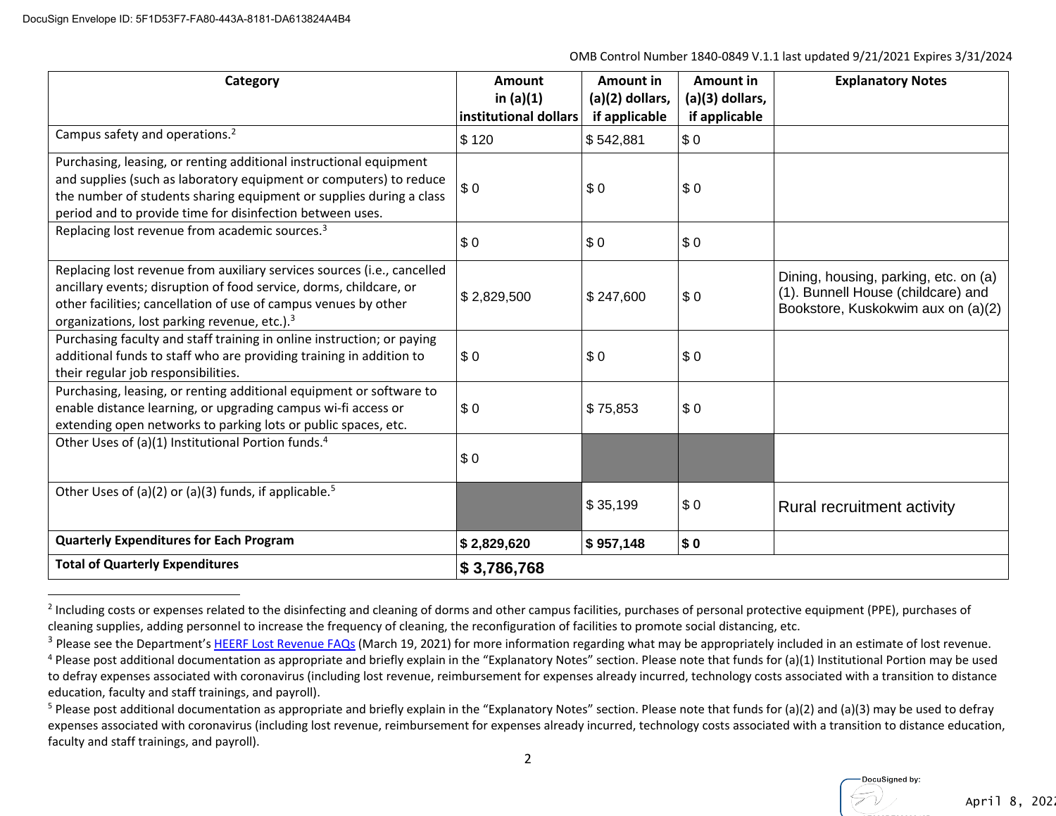DocuSign Envelope ID: 5F1D53F7-FA80-443A-8181-DA613824A4B4

OMB Control Number 1840-0849 V.1.1 last updated 9/21/2021 Expires 3/31/2024

| Category | Amount in (a)(1) institutional dollars | Amount in (a)(2) dollars, if applicable | Amount in (a)(3) dollars, if applicable | Explanatory Notes |
|---|---|---|---|---|
| Campus safety and operations.[2] | $ 120 | $ 542,881 | $ 0 | |
| Purchasing, leasing, or renting additional instructional equipment and supplies (such as laboratory equipment or computers) to reduce the number of students sharing equipment or supplies during a class period and to provide time for disinfection between uses. | $ 0 | $ 0 | $ 0 | |
| Replacing lost revenue from academic sources.[3] | $ 0 | $ 0 | $ 0 | |
| Replacing lost revenue from auxiliary services sources (i.e., cancelled ancillary events; disruption of food service, dorms, childcare, or other facilities; cancellation of use of campus venues by other organizations, lost parking revenue, etc.).[3] | $ 2,829,500 | $ 247,600 | $ 0 | Dining, housing, parking, etc. on (a)(1). Bunnell House (childcare) and Bookstore, Kuskokwim aux on (a)(2) |
| Purchasing faculty and staff training in online instruction; or paying additional funds to staff who are providing training in addition to their regular job responsibilities. | $ 0 | $ 0 | $ 0 | |
| Purchasing, leasing, or renting additional equipment or software to enable distance learning, or upgrading campus wi-fi access or extending open networks to parking lots or public spaces, etc. | $ 0 | $ 75,853 | $ 0 | |
| Other Uses of (a)(1) Institutional Portion funds.[4] | $ 0 | | | |
| Other Uses of (a)(2) or (a)(3) funds, if applicable.[5] | | $ 35,199 | $ 0 | Rural recruitment activity |
| **Quarterly Expenditures for Each Program** | **$ 2,829,620** | **$ 957,148** | **$ 0** | |
| **Total of Quarterly Expenditures** | **$ 3,786,768** | | | |

[2] Including costs or expenses related to the disinfecting and cleaning of dorms and other campus facilities, purchases of personal protective equipment (PPE), purchases of cleaning supplies, adding personnel to increase the frequency of cleaning, the reconfiguration of facilities to promote social distancing, etc.

[3] Please see the Department's HEERF Lost Revenue FAQs (March 19, 2021) for more information regarding what may be appropriately included in an estimate of lost revenue.

[4] Please post additional documentation as appropriate and briefly explain in the "Explanatory Notes" section. Please note that funds for (a)(1) Institutional Portion may be used to defray expenses associated with coronavirus (including lost revenue, reimbursement for expenses already incurred, technology costs associated with a transition to distance education, faculty and staff trainings, and payroll).

[5] Please post additional documentation as appropriate and briefly explain in the "Explanatory Notes" section. Please note that funds for (a)(2) and (a)(3) may be used to defray expenses associated with coronavirus (including lost revenue, reimbursement for expenses already incurred, technology costs associated with a transition to distance education, faculty and staff trainings, and payroll).

DocuSigned by:

April 8, 202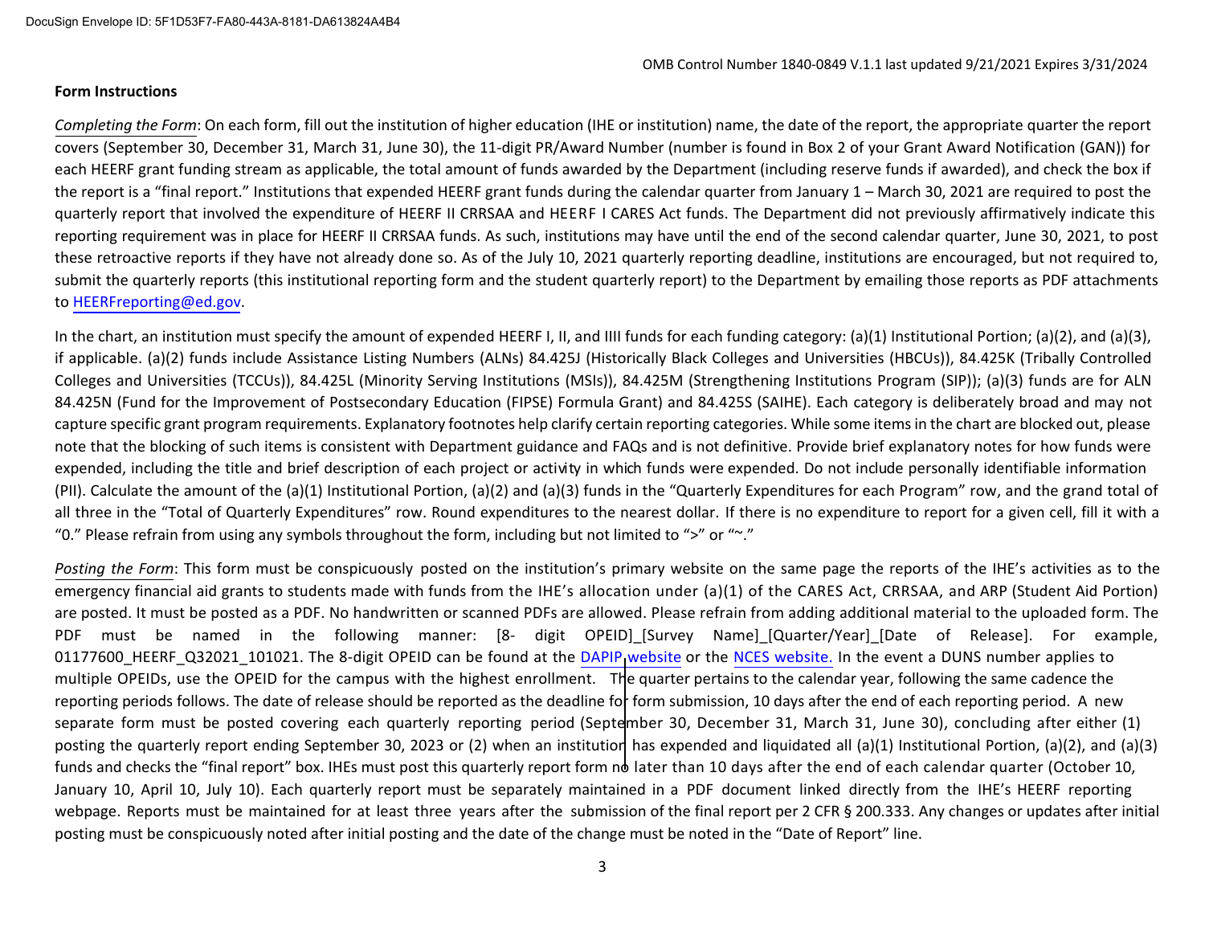**Form Instructions**

*Completing the Form*: On each form, fill out the institution of higher education (IHE or institution) name, the date of the report, the appropriate quarter the report covers (September 30, December 31, March 31, June 30), the 11-digit PR/Award Number (number is found in Box 2 of your Grant Award Notification (GAN)) for each HEERF grant funding stream as applicable, the total amount of funds awarded by the Department (including reserve funds if awarded), and check the box if the report is a "final report." Institutions that expended HEERF grant funds during the calendar quarter from January 1 – March 30, 2021 are required to post the quarterly report that involved the expenditure of HEERF II CRRSAA and HEERF I CARES Act funds. The Department did not previously affirmatively indicate this reporting requirement was in place for HEERF II CRRSAA funds. As such, institutions may have until the end of the second calendar quarter, June 30, 2021, to post these retroactive reports if they have not already done so. As of the July 10, 2021 quarterly reporting deadline, institutions are encouraged, but not required to, submit the quarterly reports (this institutional reporting form and the student quarterly report) to the Department by emailing those reports as PDF attachments to HEERFreporting@ed.gov.

In the chart, an institution must specify the amount of expended HEERF I, II, and IIII funds for each funding category: (a)(1) Institutional Portion; (a)(2), and (a)(3), if applicable. (a)(2) funds include Assistance Listing Numbers (ALNs) 84.425J (Historically Black Colleges and Universities (HBCUs)), 84.425K (Tribally Controlled Colleges and Universities (TCCUs)), 84.425L (Minority Serving Institutions (MSIs)), 84.425M (Strengthening Institutions Program (SIP)); (a)(3) funds are for ALN 84.425N (Fund for the Improvement of Postsecondary Education (FIPSE) Formula Grant) and 84.425S (SAIHE). Each category is deliberately broad and may not capture specific grant program requirements. Explanatory footnotes help clarify certain reporting categories. While some items in the chart are blocked out, please note that the blocking of such items is consistent with Department guidance and FAQs and is not definitive. Provide brief explanatory notes for how funds were expended, including the title and brief description of each project or activity in which funds were expended. Do not include personally identifiable information (PII). Calculate the amount of the (a)(1) Institutional Portion, (a)(2) and (a)(3) funds in the "Quarterly Expenditures for each Program" row, and the grand total of all three in the "Total of Quarterly Expenditures" row. Round expenditures to the nearest dollar. If there is no expenditure to report for a given cell, fill it with a "0." Please refrain from using any symbols throughout the form, including but not limited to ">" or "~."

*Posting the Form*: This form must be conspicuously posted on the institution's primary website on the same page the reports of the IHE's activities as to the emergency financial aid grants to students made with funds from the IHE's allocation under (a)(1) of the CARES Act, CRRSAA, and ARP (Student Aid Portion) are posted. It must be posted as a PDF. No handwritten or scanned PDFs are allowed. Please refrain from adding additional material to the uploaded form. The PDF must be named in the following manner: [8- digit OPEID]_[Survey Name]_[Quarter/Year]_[Date of Release]. For example, 01177600_HEERF_Q32021_101021. The 8-digit OPEID can be found at the DAPIP website or the NCES website. In the event a DUNS number applies to multiple OPEIDs, use the OPEID for the campus with the highest enrollment. The quarter pertains to the calendar year, following the same cadence the reporting periods follows. The date of release should be reported as the deadline for form submission, 10 days after the end of each reporting period. A new separate form must be posted covering each quarterly reporting period (September 30, December 31, March 31, June 30), concluding after either (1) posting the quarterly report ending September 30, 2023 or (2) when an institution has expended and liquidated all (a)(1) Institutional Portion, (a)(2), and (a)(3) funds and checks the "final report" box. IHEs must post this quarterly report form no later than 10 days after the end of each calendar quarter (October 10, January 10, April 10, July 10). Each quarterly report must be separately maintained in a PDF document linked directly from the IHE's HEERF reporting webpage. Reports must be maintained for at least three years after the submission of the final report per 2 CFR § 200.333. Any changes or updates after initial posting must be conspicuously noted after initial posting and the date of the change must be noted in the "Date of Report" line.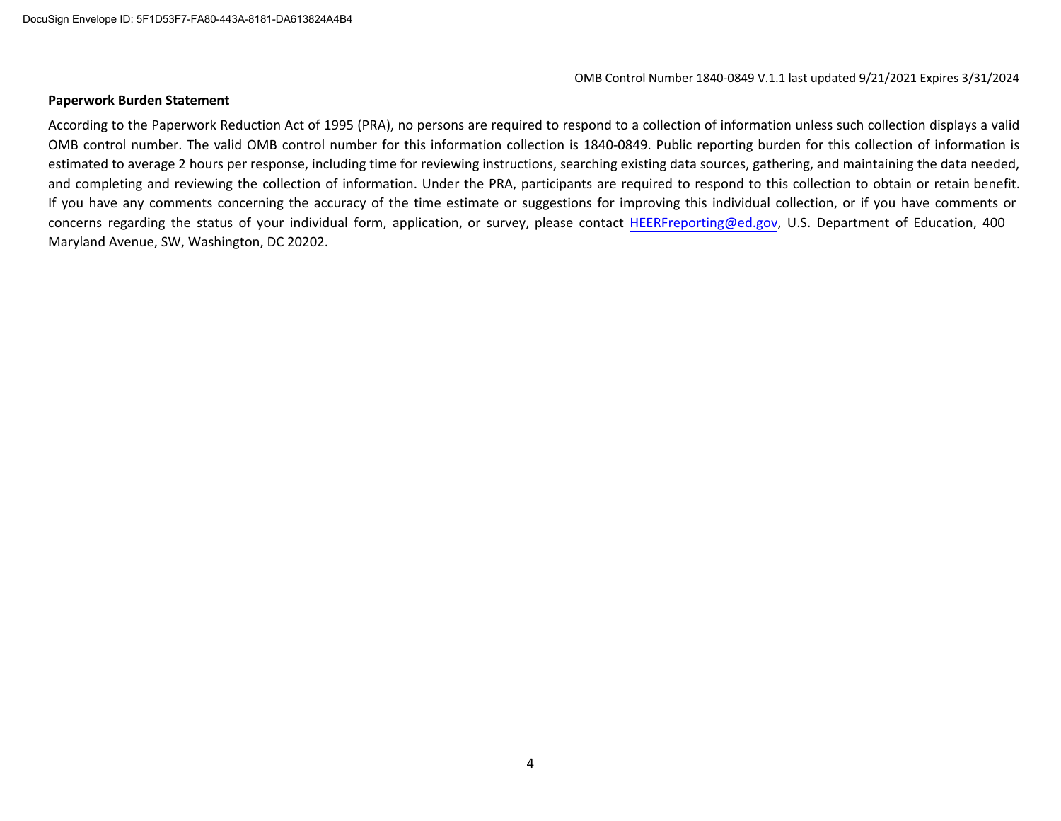OMB Control Number 1840-0849 V.1.1 last updated 9/21/2021 Expires 3/31/2024

**Paperwork Burden Statement**

According to the Paperwork Reduction Act of 1995 (PRA), no persons are required to respond to a collection of information unless such collection displays a valid OMB control number. The valid OMB control number for this information collection is 1840-0849. Public reporting burden for this collection of information is estimated to average 2 hours per response, including time for reviewing instructions, searching existing data sources, gathering, and maintaining the data needed, and completing and reviewing the collection of information. Under the PRA, participants are required to respond to this collection to obtain or retain benefit. If you have any comments concerning the accuracy of the time estimate or suggestions for improving this individual collection, or if you have comments or concerns regarding the status of your individual form, application, or survey, please contact HEERFreporting@ed.gov, U.S. Department of Education, 400 Maryland Avenue, SW, Washington, DC 20202.